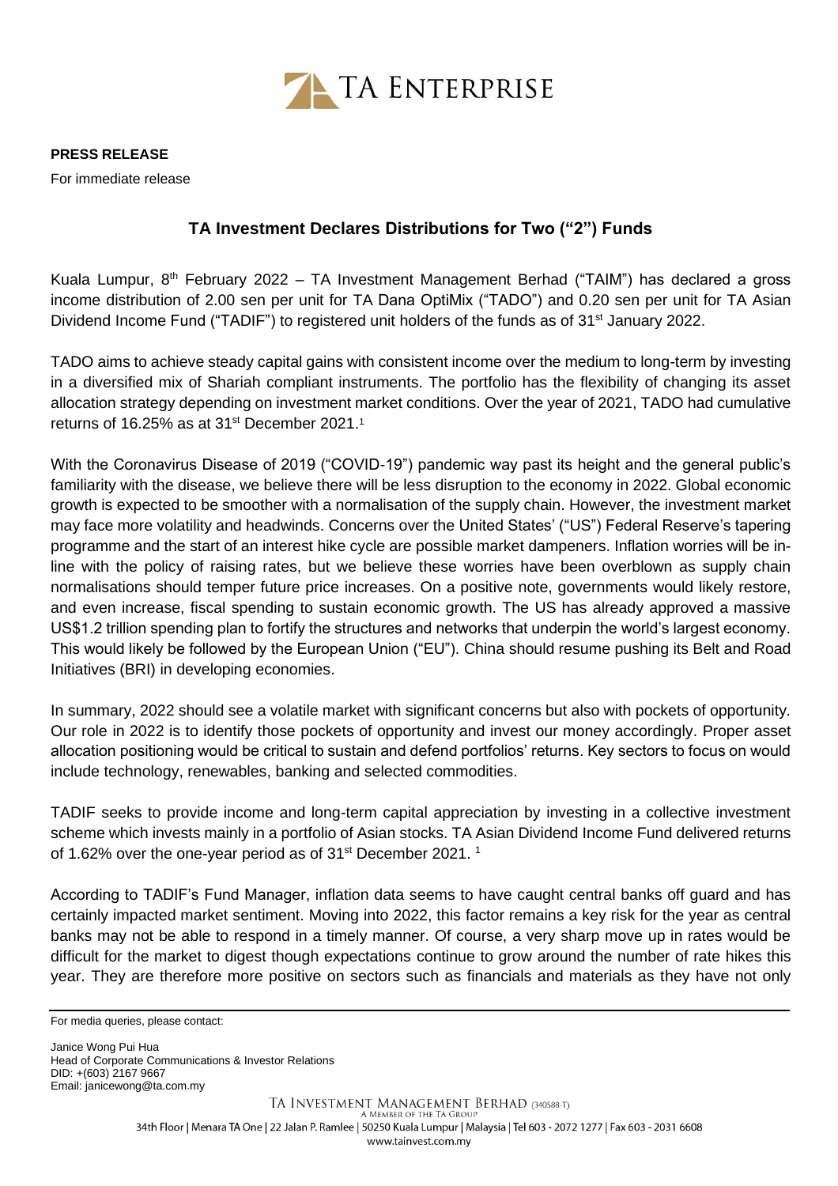**PRESS RELEASE**

For immediate release

## TA Investment Declares Distributions for Two ("2") Funds

Kuala Lumpur, 8th February 2022 – TA Investment Management Berhad ("TAIM") has declared a gross income distribution of 2.00 sen per unit for TA Dana OptiMix ("TADO") and 0.20 sen per unit for TA Asian Dividend Income Fund ("TADIF") to registered unit holders of the funds as of 31st January 2022.

TADO aims to achieve steady capital gains with consistent income over the medium to long-term by investing in a diversified mix of Shariah compliant instruments. The portfolio has the flexibility of changing its asset allocation strategy depending on investment market conditions. Over the year of 2021, TADO had cumulative returns of 16.25% as at 31st December 2021.[1]

With the Coronavirus Disease of 2019 ("COVID-19") pandemic way past its height and the general public's familiarity with the disease, we believe there will be less disruption to the economy in 2022. Global economic growth is expected to be smoother with a normalisation of the supply chain. However, the investment market may face more volatility and headwinds. Concerns over the United States' ("US") Federal Reserve's tapering programme and the start of an interest hike cycle are possible market dampeners. Inflation worries will be in-line with the policy of raising rates, but we believe these worries have been overblown as supply chain normalisations should temper future price increases. On a positive note, governments would likely restore, and even increase, fiscal spending to sustain economic growth. The US has already approved a massive US$1.2 trillion spending plan to fortify the structures and networks that underpin the world's largest economy. This would likely be followed by the European Union ("EU"). China should resume pushing its Belt and Road Initiatives (BRI) in developing economies.

In summary, 2022 should see a volatile market with significant concerns but also with pockets of opportunity. Our role in 2022 is to identify those pockets of opportunity and invest our money accordingly. Proper asset allocation positioning would be critical to sustain and defend portfolios' returns. Key sectors to focus on would include technology, renewables, banking and selected commodities.

TADIF seeks to provide income and long-term capital appreciation by investing in a collective investment scheme which invests mainly in a portfolio of Asian stocks. TA Asian Dividend Income Fund delivered returns of 1.62% over the one-year period as of 31st December 2021. [1]

According to TADIF's Fund Manager, inflation data seems to have caught central banks off guard and has certainly impacted market sentiment. Moving into 2022, this factor remains a key risk for the year as central banks may not be able to respond in a timely manner. Of course, a very sharp move up in rates would be difficult for the market to digest though expectations continue to grow around the number of rate hikes this year. They are therefore more positive on sectors such as financials and materials as they have not only

For media queries, please contact:

Janice Wong Pui Hua
Head of Corporate Communications & Investor Relations
DID: +(603) 2167 9667
Email: janicewong@ta.com.my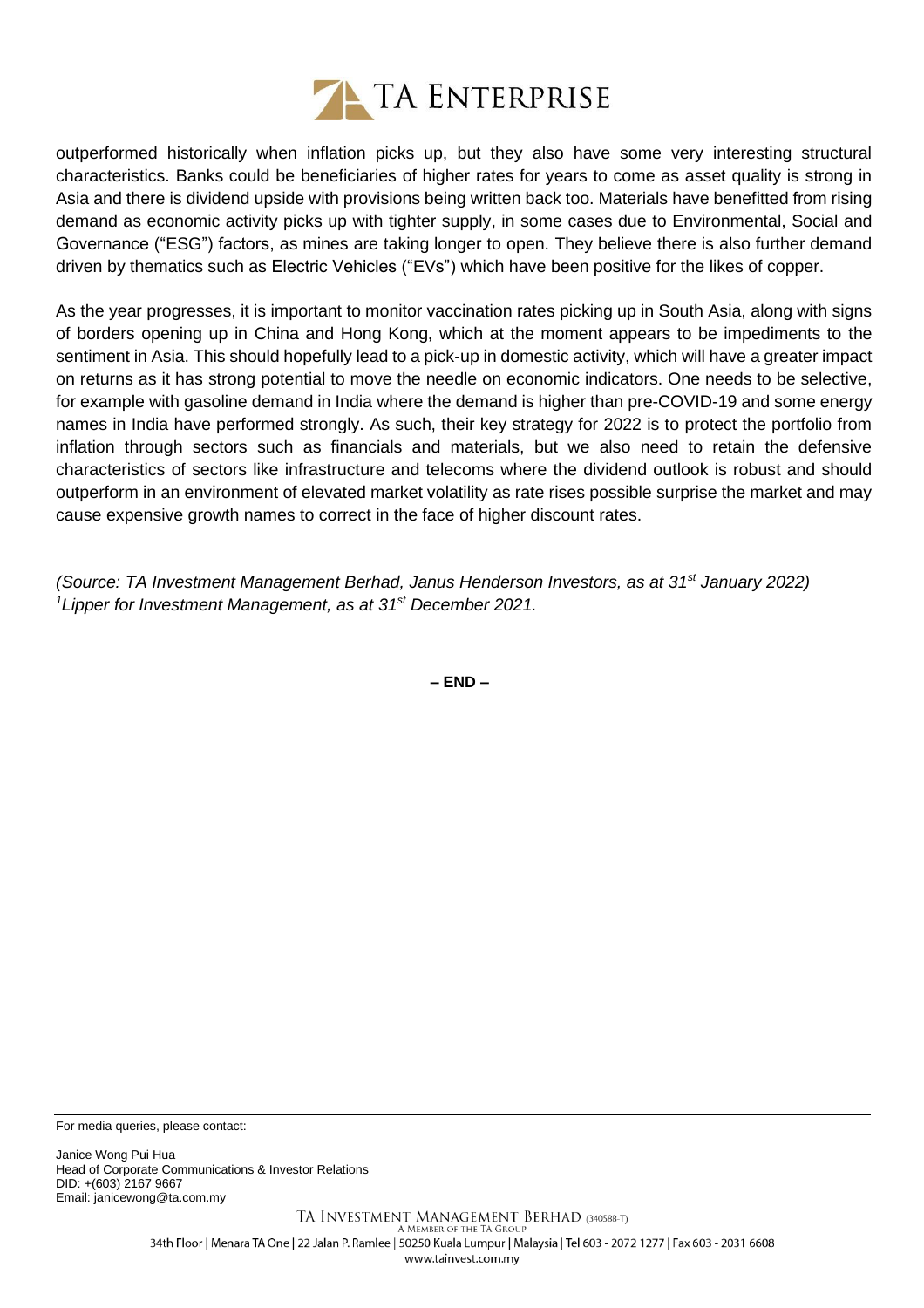outperformed historically when inflation picks up, but they also have some very interesting structural characteristics. Banks could be beneficiaries of higher rates for years to come as asset quality is strong in Asia and there is dividend upside with provisions being written back too. Materials have benefitted from rising demand as economic activity picks up with tighter supply, in some cases due to Environmental, Social and Governance ("ESG") factors, as mines are taking longer to open. They believe there is also further demand driven by thematics such as Electric Vehicles ("EVs") which have been positive for the likes of copper.

As the year progresses, it is important to monitor vaccination rates picking up in South Asia, along with signs of borders opening up in China and Hong Kong, which at the moment appears to be impediments to the sentiment in Asia. This should hopefully lead to a pick-up in domestic activity, which will have a greater impact on returns as it has strong potential to move the needle on economic indicators. One needs to be selective, for example with gasoline demand in India where the demand is higher than pre-COVID-19 and some energy names in India have performed strongly. As such, their key strategy for 2022 is to protect the portfolio from inflation through sectors such as financials and materials, but we also need to retain the defensive characteristics of sectors like infrastructure and telecoms where the dividend outlook is robust and should outperform in an environment of elevated market volatility as rate rises possible surprise the market and may cause expensive growth names to correct in the face of higher discount rates.

*(Source: TA Investment Management Berhad, Janus Henderson Investors, as at 31st January 2022)*
*[1]Lipper for Investment Management, as at 31st December 2021.*

**– END –**

For media queries, please contact:

Janice Wong Pui Hua
Head of Corporate Communications & Investor Relations
DID: +(603) 2167 9667
Email: janicewong@ta.com.my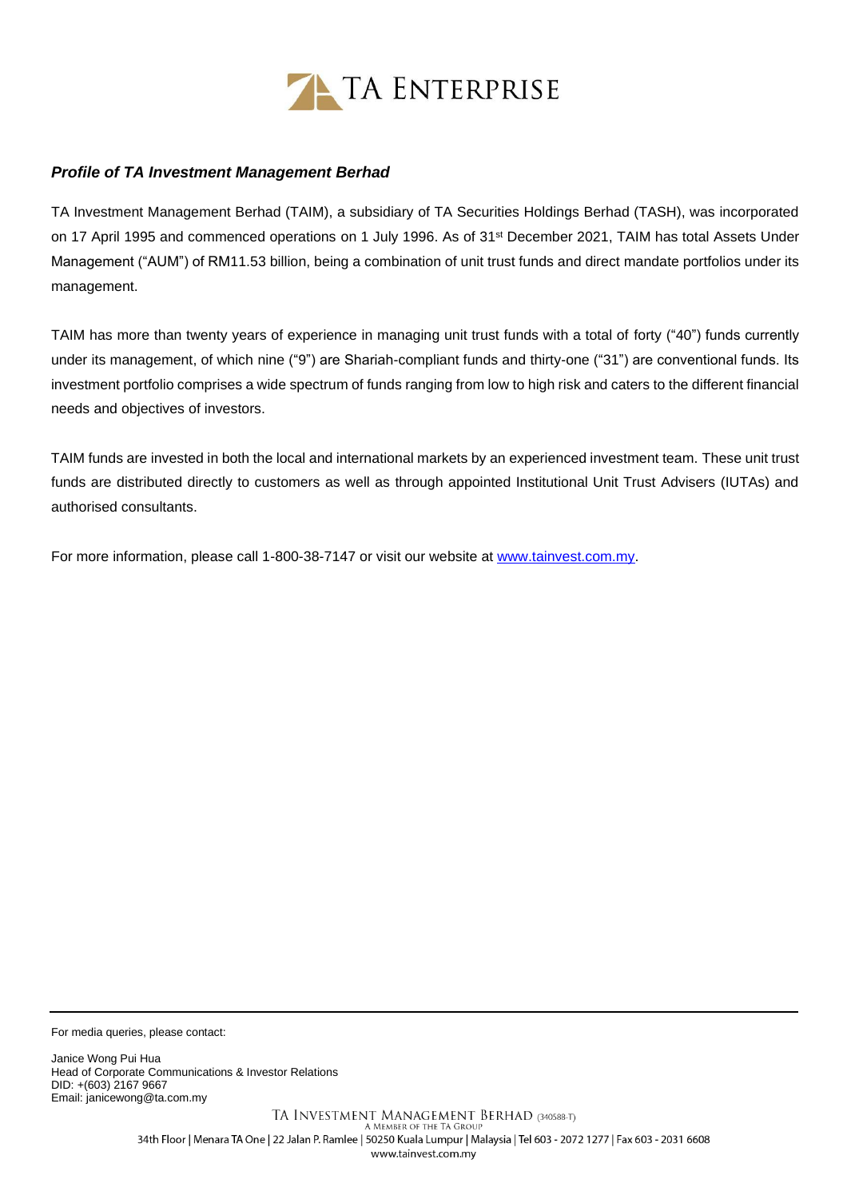*Profile of TA Investment Management Berhad*

TA Investment Management Berhad (TAIM), a subsidiary of TA Securities Holdings Berhad (TASH), was incorporated on 17 April 1995 and commenced operations on 1 July 1996. As of 31st December 2021, TAIM has total Assets Under Management ("AUM") of RM11.53 billion, being a combination of unit trust funds and direct mandate portfolios under its management.

TAIM has more than twenty years of experience in managing unit trust funds with a total of forty ("40") funds currently under its management, of which nine ("9") are Shariah-compliant funds and thirty-one ("31") are conventional funds. Its investment portfolio comprises a wide spectrum of funds ranging from low to high risk and caters to the different financial needs and objectives of investors.

TAIM funds are invested in both the local and international markets by an experienced investment team. These unit trust funds are distributed directly to customers as well as through appointed Institutional Unit Trust Advisers (IUTAs) and authorised consultants.

For more information, please call 1-800-38-7147 or visit our website at [www.tainvest.com.my](http://www.tainvest.com.my).

---

For media queries, please contact:

Janice Wong Pui Hua
Head of Corporate Communications & Investor Relations
DID: +(603) 2167 9667
Email: janicewong@ta.com.my